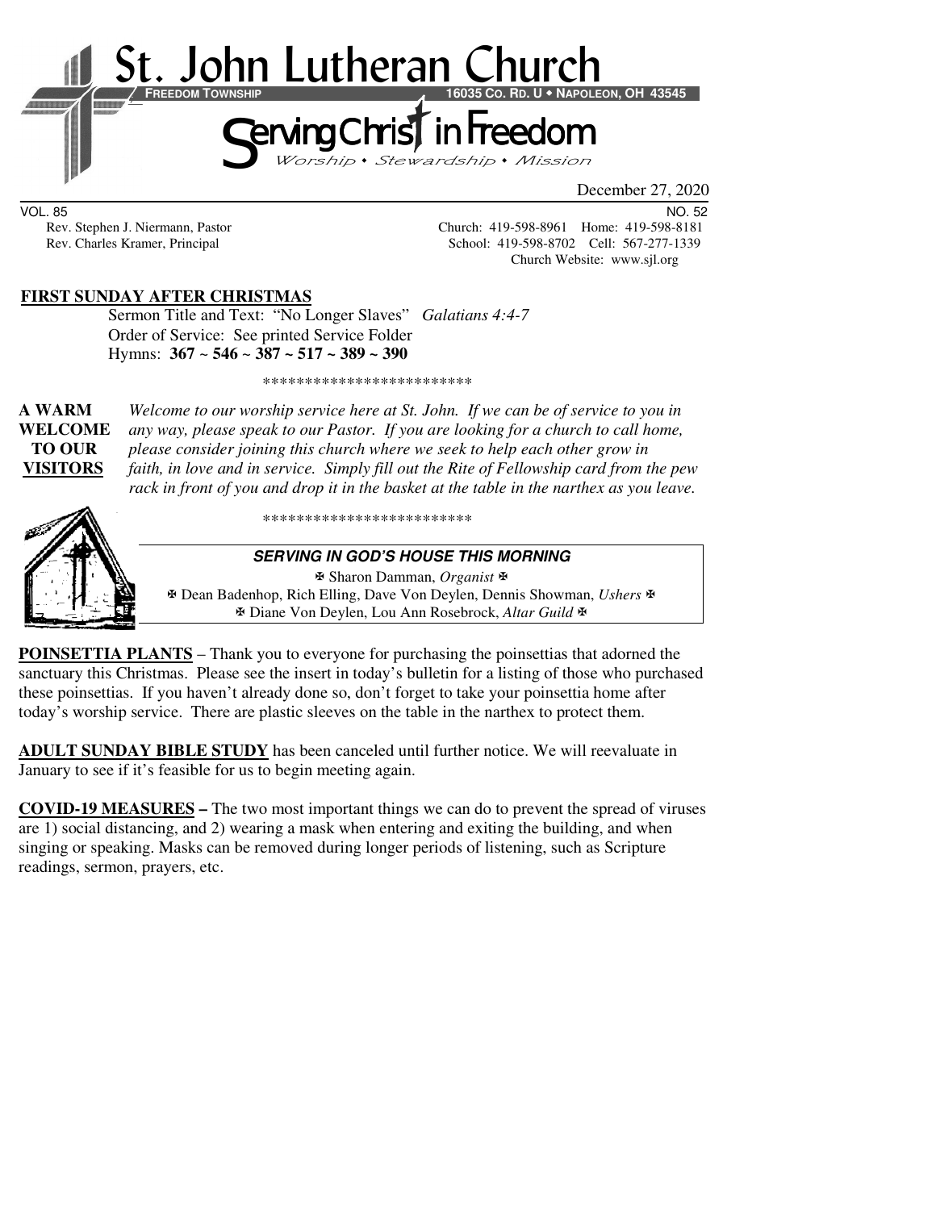# St. John Lutheran Church

**FREEDOM TOWNSHIP** **16035 CO. RD. U • NAPOLEON, OH 43545**

## Serving Christ in Freedom

*Worship • Stewardship • Mission*

December 27, 2020

VOL. 85 NO. 52

Rev. Stephen J. Niermann, Pastor — Church: 419-598-8961 Home: 419-598-8181

Rev. Charles Kramer, Principal — School: 419-598-8702 Cell: 567-277-1339

Church Website: www.sjl.org

**FIRST SUNDAY AFTER CHRISTMAS**

Sermon Title and Text: "No Longer Slaves" *Galatians 4:4-7*

Order of Service: See printed Service Folder

Hymns: **367 ~ 546 ~ 387 ~ 517 ~ 389 ~ 390**

*************************

**A WARM WELCOME TO OUR VISITORS** *Welcome to our worship service here at St. John. If we can be of service to you in any way, please speak to our Pastor. If you are looking for a church to call home, please consider joining this church where we seek to help each other grow in faith, in love and in service. Simply fill out the Rite of Fellowship card from the pew rack in front of you and drop it in the basket at the table in the narthex as you leave.*

*************************

**SERVING IN GOD'S HOUSE THIS MORNING**

✠ Sharon Damman, *Organist* ✠

✠ Dean Badenhop, Rich Elling, Dave Von Deylen, Dennis Showman, *Ushers* ✠

✠ Diane Von Deylen, Lou Ann Rosebrock, *Altar Guild* ✠

**POINSETTIA PLANTS** – Thank you to everyone for purchasing the poinsettias that adorned the sanctuary this Christmas. Please see the insert in today's bulletin for a listing of those who purchased these poinsettias. If you haven't already done so, don't forget to take your poinsettia home after today's worship service. There are plastic sleeves on the table in the narthex to protect them.

**ADULT SUNDAY BIBLE STUDY** has been canceled until further notice. We will reevaluate in January to see if it's feasible for us to begin meeting again.

**COVID-19 MEASURES –** The two most important things we can do to prevent the spread of viruses are 1) social distancing, and 2) wearing a mask when entering and exiting the building, and when singing or speaking. Masks can be removed during longer periods of listening, such as Scripture readings, sermon, prayers, etc.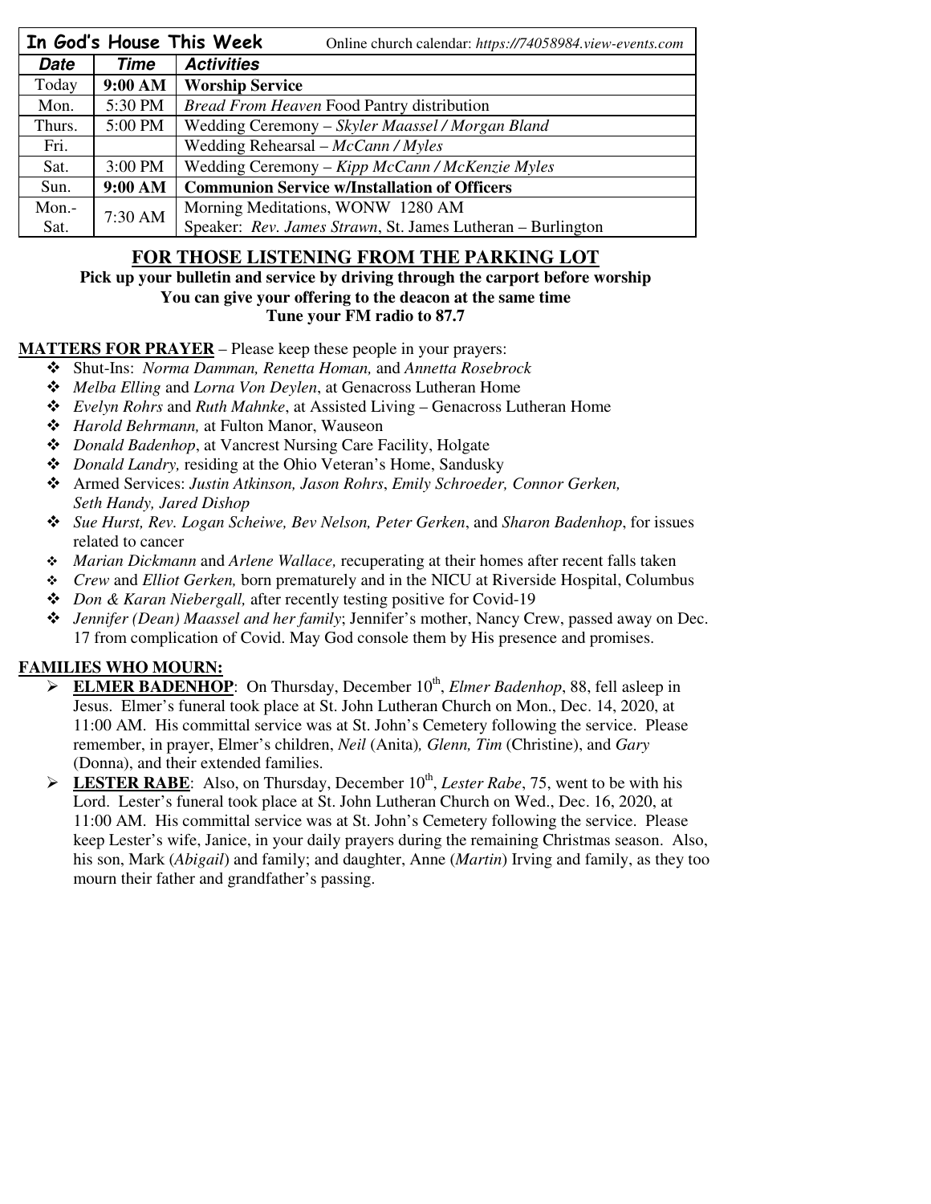| **In God's House This Week** | | Online church calendar: *https://74058984.view-events.com* |
|---|---|---|
| ***Date*** | ***Time*** | ***Activities*** |
| Today | **9:00 AM** | **Worship Service** |
| Mon. | 5:30 PM | *Bread From Heaven* Food Pantry distribution |
| Thurs. | 5:00 PM | Wedding Ceremony – *Skyler Maassel / Morgan Bland* |
| Fri. | | Wedding Rehearsal – *McCann / Myles* |
| Sat. | 3:00 PM | Wedding Ceremony – *Kipp McCann / McKenzie Myles* |
| Sun. | **9:00 AM** | **Communion Service w/Installation of Officers** |
| Mon.-Sat. | 7:30 AM | Morning Meditations, WONW 1280 AM<br>Speaker: *Rev. James Strawn*, St. James Lutheran – Burlington |

## FOR THOSE LISTENING FROM THE PARKING LOT

**Pick up your bulletin and service by driving through the carport before worship**
**You can give your offering to the deacon at the same time**
**Tune your FM radio to 87.7**

**MATTERS FOR PRAYER** – Please keep these people in your prayers:

- Shut-Ins: *Norma Damman, Renetta Homan,* and *Annetta Rosebrock*
- *Melba Elling* and *Lorna Von Deylen*, at Genacross Lutheran Home
- *Evelyn Rohrs* and *Ruth Mahnke*, at Assisted Living – Genacross Lutheran Home
- *Harold Behrmann,* at Fulton Manor, Wauseon
- *Donald Badenhop*, at Vancrest Nursing Care Facility, Holgate
- *Donald Landry,* residing at the Ohio Veteran's Home, Sandusky
- Armed Services: *Justin Atkinson, Jason Rohrs*, *Emily Schroeder, Connor Gerken, Seth Handy, Jared Dishop*
- *Sue Hurst, Rev. Logan Scheiwe, Bev Nelson, Peter Gerken*, and *Sharon Badenhop*, for issues related to cancer
- *Marian Dickmann* and *Arlene Wallace,* recuperating at their homes after recent falls taken
- *Crew* and *Elliot Gerken,* born prematurely and in the NICU at Riverside Hospital, Columbus
- *Don & Karan Niebergall,* after recently testing positive for Covid-19
- *Jennifer (Dean) Maassel and her family*; Jennifer's mother, Nancy Crew, passed away on Dec. 17 from complication of Covid. May God console them by His presence and promises.

**FAMILIES WHO MOURN:**

- **ELMER BADENHOP**: On Thursday, December 10th, *Elmer Badenhop*, 88, fell asleep in Jesus. Elmer's funeral took place at St. John Lutheran Church on Mon., Dec. 14, 2020, at 11:00 AM. His committal service was at St. John's Cemetery following the service. Please remember, in prayer, Elmer's children, *Neil* (Anita)*, Glenn, Tim* (Christine), and *Gary* (Donna), and their extended families.
- **LESTER RABE**: Also, on Thursday, December 10th, *Lester Rabe*, 75, went to be with his Lord. Lester's funeral took place at St. John Lutheran Church on Wed., Dec. 16, 2020, at 11:00 AM. His committal service was at St. John's Cemetery following the service. Please keep Lester's wife, Janice, in your daily prayers during the remaining Christmas season. Also, his son, Mark (*Abigail*) and family; and daughter, Anne (*Martin*) Irving and family, as they too mourn their father and grandfather's passing.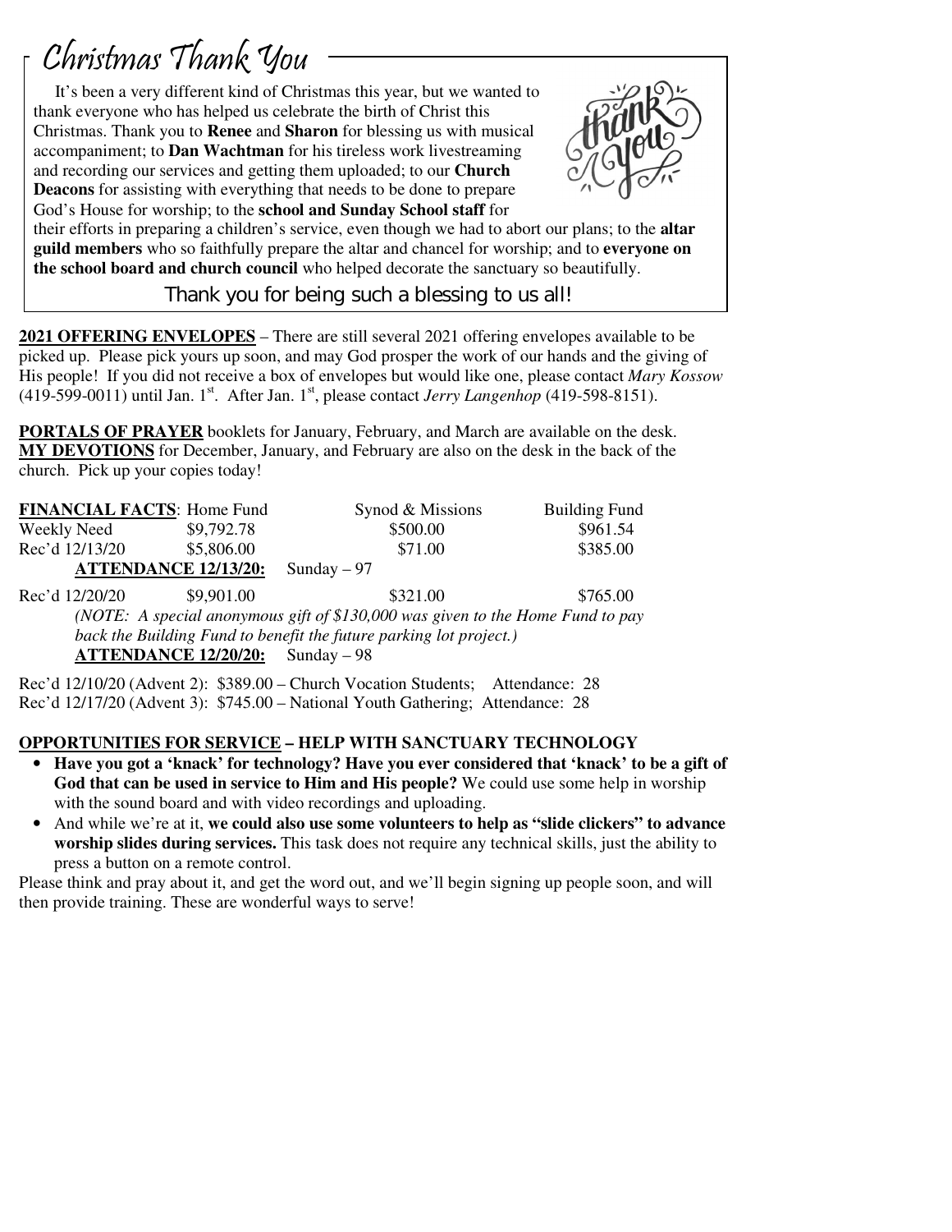## Christmas Thank You

It's been a very different kind of Christmas this year, but we wanted to thank everyone who has helped us celebrate the birth of Christ this Christmas. Thank you to **Renee** and **Sharon** for blessing us with musical accompaniment; to **Dan Wachtman** for his tireless work livestreaming and recording our services and getting them uploaded; to our **Church Deacons** for assisting with everything that needs to be done to prepare God's House for worship; to the **school and Sunday School staff** for their efforts in preparing a children's service, even though we had to abort our plans; to the **altar guild members** who so faithfully prepare the altar and chancel for worship; and to **everyone on the school board and church council** who helped decorate the sanctuary so beautifully.

Thank you for being such a blessing to us all!

**2021 OFFERING ENVELOPES** – There are still several 2021 offering envelopes available to be picked up. Please pick yours up soon, and may God prosper the work of our hands and the giving of His people! If you did not receive a box of envelopes but would like one, please contact *Mary Kossow* (419-599-0011) until Jan. 1st. After Jan. 1st, please contact *Jerry Langenhop* (419-598-8151).

**PORTALS OF PRAYER** booklets for January, February, and March are available on the desk. **MY DEVOTIONS** for December, January, and February are also on the desk in the back of the church. Pick up your copies today!

| **FINANCIAL FACTS**: | Home Fund | Synod & Missions | Building Fund |
|---|---|---|---|
| Weekly Need | $9,792.78 | $500.00 | $961.54 |
| Rec'd 12/13/20 | $5,806.00 | $71.00 | $385.00 |

**ATTENDANCE 12/13/20:** Sunday – 97

| | | | |
|---|---|---|---|
| Rec'd 12/20/20 | $9,901.00 | $321.00 | $765.00 |

*(NOTE: A special anonymous gift of $130,000 was given to the Home Fund to pay back the Building Fund to benefit the future parking lot project.)*

**ATTENDANCE 12/20/20:** Sunday – 98

Rec'd 12/10/20 (Advent 2): $389.00 – Church Vocation Students; Attendance: 28
Rec'd 12/17/20 (Advent 3): $745.00 – National Youth Gathering; Attendance: 28

**OPPORTUNITIES FOR SERVICE – HELP WITH SANCTUARY TECHNOLOGY**

- **Have you got a 'knack' for technology? Have you ever considered that 'knack' to be a gift of God that can be used in service to Him and His people?** We could use some help in worship with the sound board and with video recordings and uploading.
- And while we're at it, **we could also use some volunteers to help as "slide clickers" to advance worship slides during services.** This task does not require any technical skills, just the ability to press a button on a remote control.

Please think and pray about it, and get the word out, and we'll begin signing up people soon, and will then provide training. These are wonderful ways to serve!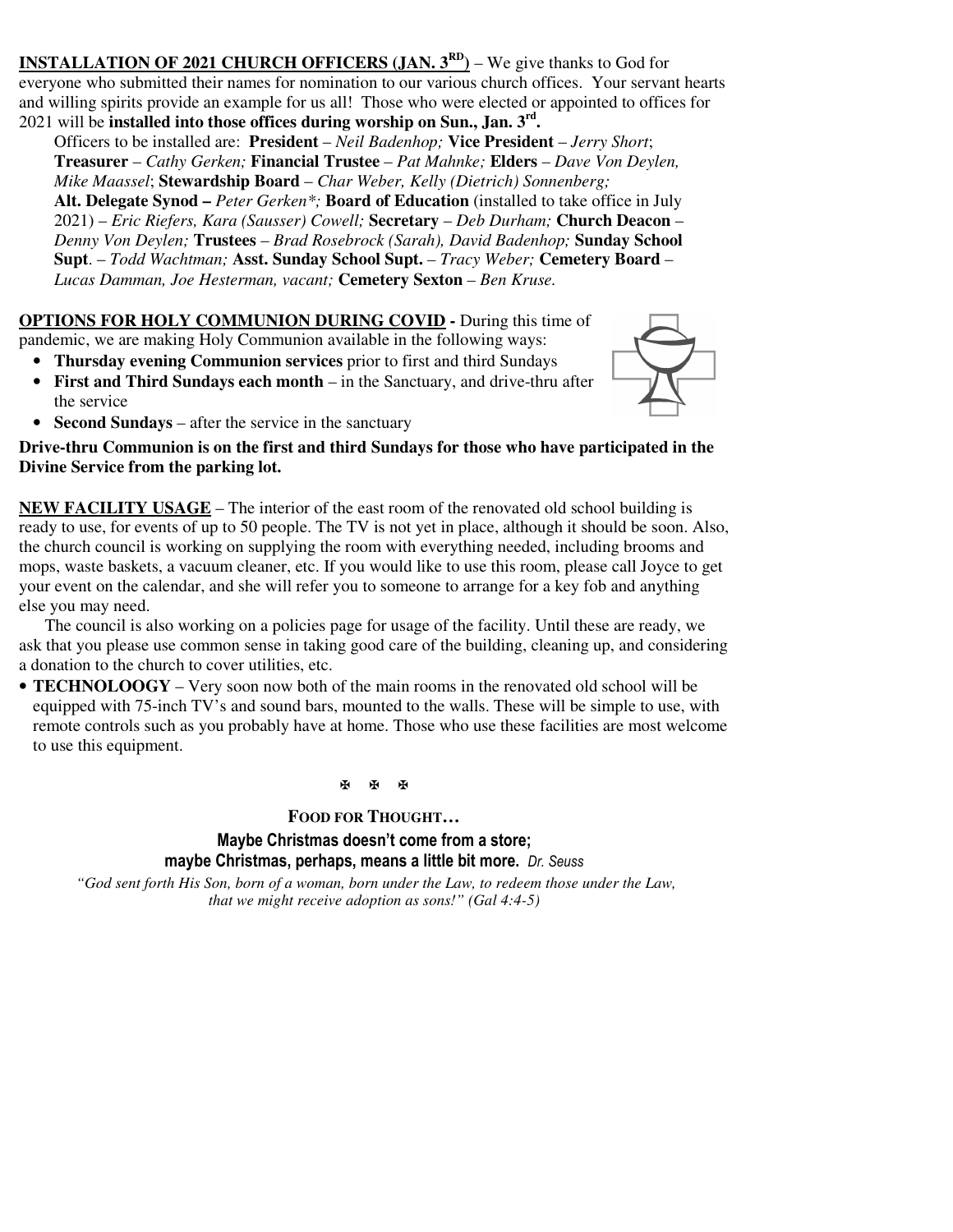**INSTALLATION OF 2021 CHURCH OFFICERS (JAN. 3RD)** – We give thanks to God for everyone who submitted their names for nomination to our various church offices. Your servant hearts and willing spirits provide an example for us all! Those who were elected or appointed to offices for 2021 will be **installed into those offices during worship on Sun., Jan. 3rd.**

Officers to be installed are: **President** – *Neil Badenhop;* **Vice President** – *Jerry Short*; **Treasurer** – *Cathy Gerken;* **Financial Trustee** – *Pat Mahnke;* **Elders** – *Dave Von Deylen, Mike Maassel*; **Stewardship Board** – *Char Weber, Kelly (Dietrich) Sonnenberg;* **Alt. Delegate Synod –** *Peter Gerken*\*;* **Board of Education** (installed to take office in July 2021) – *Eric Riefers, Kara (Sausser) Cowell;* **Secretary** – *Deb Durham;* **Church Deacon** – *Denny Von Deylen;* **Trustees** – *Brad Rosebrock (Sarah), David Badenhop;* **Sunday School Supt**. – *Todd Wachtman;* **Asst. Sunday School Supt.** – *Tracy Weber;* **Cemetery Board** – *Lucas Damman, Joe Hesterman, vacant;* **Cemetery Sexton** – *Ben Kruse.*

**OPTIONS FOR HOLY COMMUNION DURING COVID -** During this time of pandemic, we are making Holy Communion available in the following ways:

- **Thursday evening Communion services** prior to first and third Sundays
- **First and Third Sundays each month** – in the Sanctuary, and drive-thru after the service
- **Second Sundays** – after the service in the sanctuary

**Drive-thru Communion is on the first and third Sundays for those who have participated in the Divine Service from the parking lot.**

**NEW FACILITY USAGE** – The interior of the east room of the renovated old school building is ready to use, for events of up to 50 people. The TV is not yet in place, although it should be soon. Also, the church council is working on supplying the room with everything needed, including brooms and mops, waste baskets, a vacuum cleaner, etc. If you would like to use this room, please call Joyce to get your event on the calendar, and she will refer you to someone to arrange for a key fob and anything else you may need.

The council is also working on a policies page for usage of the facility. Until these are ready, we ask that you please use common sense in taking good care of the building, cleaning up, and considering a donation to the church to cover utilities, etc.

- **TECHNOLOOGY** – Very soon now both of the main rooms in the renovated old school will be equipped with 75-inch TV's and sound bars, mounted to the walls. These will be simple to use, with remote controls such as you probably have at home. Those who use these facilities are most welcome to use this equipment.

✠ ✠ ✠

**FOOD FOR THOUGHT…**

**Maybe Christmas doesn't come from a store; maybe Christmas, perhaps, means a little bit more.** *Dr. Seuss*

*"God sent forth His Son, born of a woman, born under the Law, to redeem those under the Law, that we might receive adoption as sons!" (Gal 4:4-5)*